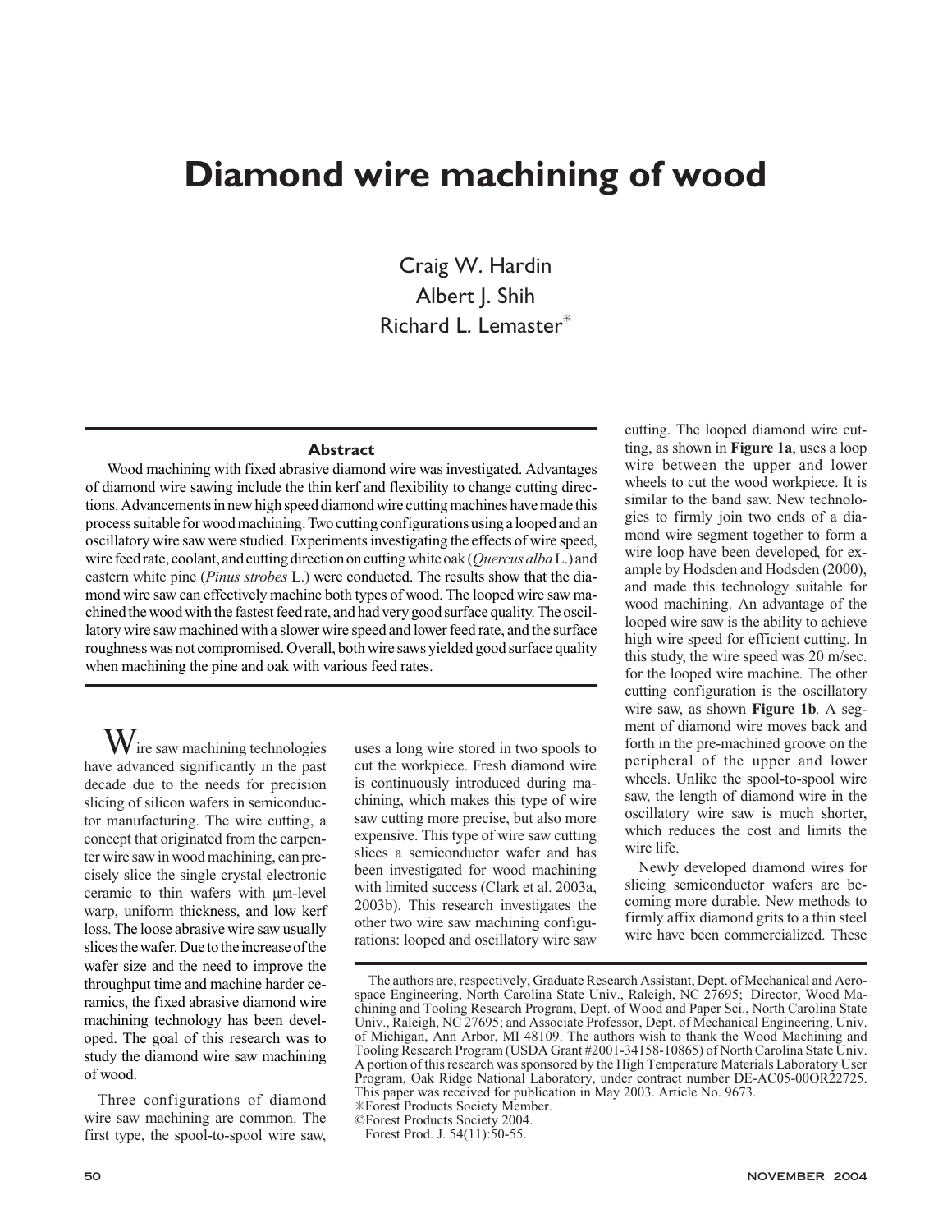# Diamond wire machining of wood

Craig W. Hardin
Albert J. Shih
Richard L. Lemaster*

## Abstract

Wood machining with fixed abrasive diamond wire was investigated. Advantages of diamond wire sawing include the thin kerf and flexibility to change cutting directions. Advancements in new high speed diamond wire cutting machines have made this process suitable for wood machining. Two cutting configurations using a looped and an oscillatory wire saw were studied. Experiments investigating the effects of wire speed, wire feed rate, coolant, and cutting direction on cutting white oak (*Quercus alba* L.) and eastern white pine (*Pinus strobes* L.) were conducted. The results show that the diamond wire saw can effectively machine both types of wood. The looped wire saw machined the wood with the fastest feed rate, and had very good surface quality. The oscillatory wire saw machined with a slower wire speed and lower feed rate, and the surface roughness was not compromised. Overall, both wire saws yielded good surface quality when machining the pine and oak with various feed rates.

Wire saw machining technologies have advanced significantly in the past decade due to the needs for precision slicing of silicon wafers in semiconductor manufacturing. The wire cutting, a concept that originated from the carpenter wire saw in wood machining, can precisely slice the single crystal electronic ceramic to thin wafers with μm-level warp, uniform thickness, and low kerf loss. The loose abrasive wire saw usually slices the wafer. Due to the increase of the wafer size and the need to improve the throughput time and machine harder ceramics, the fixed abrasive diamond wire machining technology has been developed. The goal of this research was to study the diamond wire saw machining of wood.

Three configurations of diamond wire saw machining are common. The first type, the spool-to-spool wire saw, uses a long wire stored in two spools to cut the workpiece. Fresh diamond wire is continuously introduced during machining, which makes this type of wire saw cutting more precise, but also more expensive. This type of wire saw cutting slices a semiconductor wafer and has been investigated for wood machining with limited success (Clark et al. 2003a, 2003b). This research investigates the other two wire saw machining configurations: looped and oscillatory wire saw cutting. The looped diamond wire cutting, as shown in **Figure 1a**, uses a loop wire between the upper and lower wheels to cut the wood workpiece. It is similar to the band saw. New technologies to firmly join two ends of a diamond wire segment together to form a wire loop have been developed, for example by Hodsden and Hodsden (2000), and made this technology suitable for wood machining. An advantage of the looped wire saw is the ability to achieve high wire speed for efficient cutting. In this study, the wire speed was 20 m/sec. for the looped wire machine. The other cutting configuration is the oscillatory wire saw, as shown **Figure 1b**. A segment of diamond wire moves back and forth in the pre-machined groove on the peripheral of the upper and lower wheels. Unlike the spool-to-spool wire saw, the length of diamond wire in the oscillatory wire saw is much shorter, which reduces the cost and limits the wire life.

Newly developed diamond wires for slicing semiconductor wafers are becoming more durable. New methods to firmly affix diamond grits to a thin steel wire have been commercialized. These

The authors are, respectively, Graduate Research Assistant, Dept. of Mechanical and Aerospace Engineering, North Carolina State Univ., Raleigh, NC 27695; Director, Wood Machining and Tooling Research Program, Dept. of Wood and Paper Sci., North Carolina State Univ., Raleigh, NC 27695; and Associate Professor, Dept. of Mechanical Engineering, Univ. of Michigan, Ann Arbor, MI 48109. The authors wish to thank the Wood Machining and Tooling Research Program (USDA Grant #2001-34158-10865) of North Carolina State Univ. A portion of this research was sponsored by the High Temperature Materials Laboratory User Program, Oak Ridge National Laboratory, under contract number DE-AC05-00OR22725. This paper was received for publication in May 2003. Article No. 9673.
*Forest Products Society Member.
©Forest Products Society 2004.
Forest Prod. J. 54(11):50-55.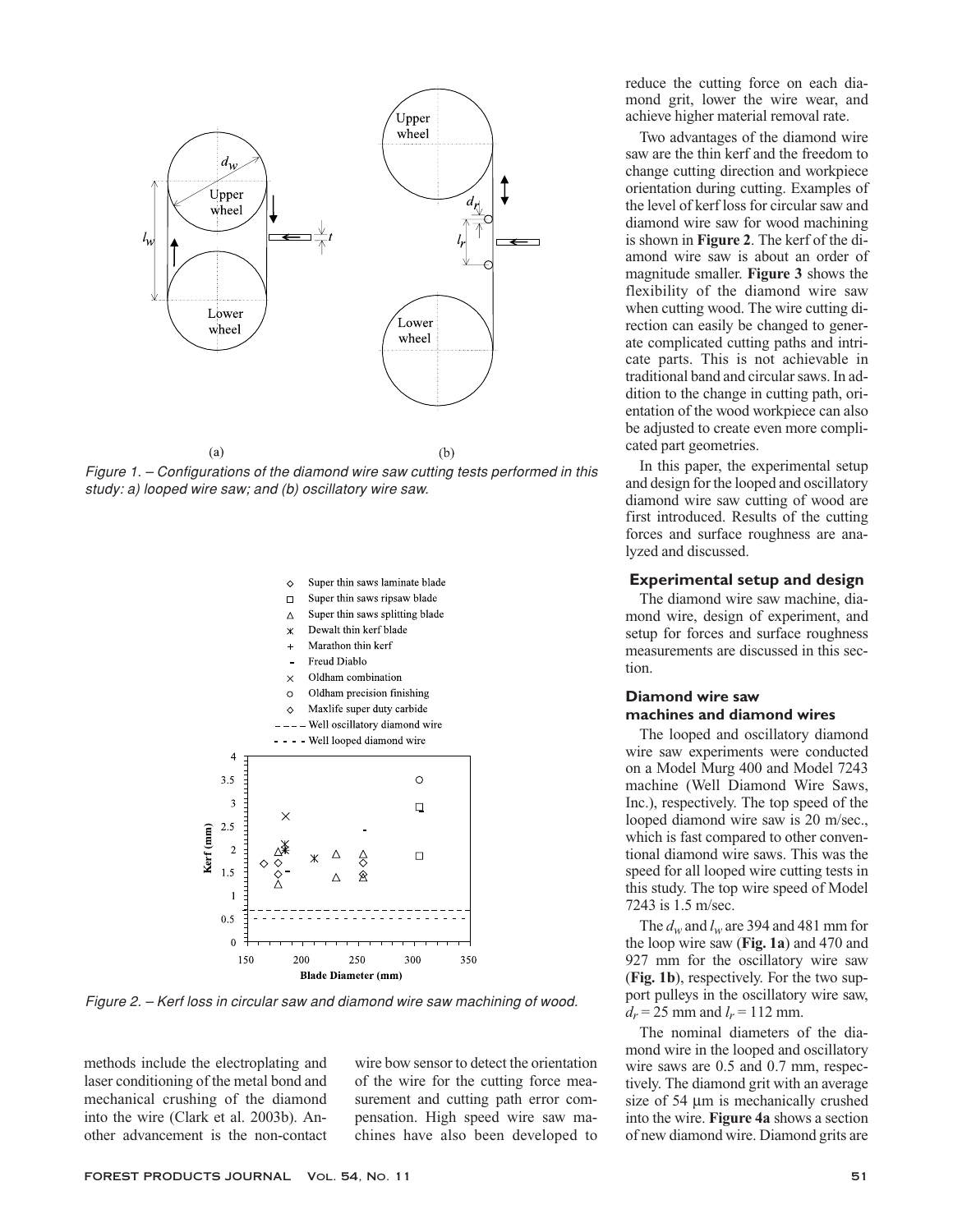Figure 1. – Configurations of the diamond wire saw cutting tests performed in this study: a) looped wire saw; and (b) oscillatory wire saw.

Figure 2. – Kerf loss in circular saw and diamond wire saw machining of wood.

methods include the electroplating and laser conditioning of the metal bond and mechanical crushing of the diamond into the wire (Clark et al. 2003b). Another advancement is the non-contact wire bow sensor to detect the orientation of the wire for the cutting force measurement and cutting path error compensation. High speed wire saw machines have also been developed to reduce the cutting force on each diamond grit, lower the wire wear, and achieve higher material removal rate.

Two advantages of the diamond wire saw are the thin kerf and the freedom to change cutting direction and workpiece orientation during cutting. Examples of the level of kerf loss for circular saw and diamond wire saw for wood machining is shown in **Figure 2**. The kerf of the diamond wire saw is about an order of magnitude smaller. **Figure 3** shows the flexibility of the diamond wire saw when cutting wood. The wire cutting direction can easily be changed to generate complicated cutting paths and intricate parts. This is not achievable in traditional band and circular saws. In addition to the change in cutting path, orientation of the wood workpiece can also be adjusted to create even more complicated part geometries.

In this paper, the experimental setup and design for the looped and oscillatory diamond wire saw cutting of wood are first introduced. Results of the cutting forces and surface roughness are analyzed and discussed.

## Experimental setup and design

The diamond wire saw machine, diamond wire, design of experiment, and setup for forces and surface roughness measurements are discussed in this section.

### Diamond wire saw machines and diamond wires

The looped and oscillatory diamond wire saw experiments were conducted on a Model Murg 400 and Model 7243 machine (Well Diamond Wire Saws, Inc.), respectively. The top speed of the looped diamond wire saw is 20 m/sec., which is fast compared to other conventional diamond wire saws. This was the speed for all looped wire cutting tests in this study. The top wire speed of Model 7243 is 1.5 m/sec.

The $d_w$ and $l_w$ are 394 and 481 mm for the loop wire saw (**Fig. 1a**) and 470 and 927 mm for the oscillatory wire saw (**Fig. 1b**), respectively. For the two support pulleys in the oscillatory wire saw, $d_r$ = 25 mm and $l_r$ = 112 mm.

The nominal diameters of the diamond wire in the looped and oscillatory wire saws are 0.5 and 0.7 mm, respectively. The diamond grit with an average size of 54 μm is mechanically crushed into the wire. **Figure 4a** shows a section of new diamond wire. Diamond grits are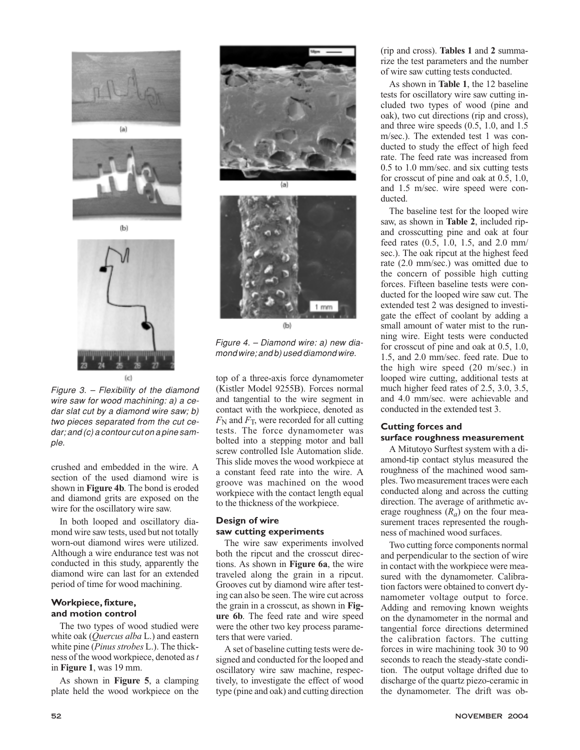Figure 3. – Flexibility of the diamond wire saw for wood machining: a) a cedar slat cut by a diamond wire saw; b) two pieces separated from the cut cedar; and (c) a contour cut on a pine sample.

crushed and embedded in the wire. A section of the used diamond wire is shown in **Figure 4b**. The bond is eroded and diamond grits are exposed on the wire for the oscillatory wire saw.

In both looped and oscillatory diamond wire saw tests, used but not totally worn-out diamond wires were utilized. Although a wire endurance test was not conducted in this study, apparently the diamond wire can last for an extended period of time for wood machining.

### Workpiece, fixture, and motion control

The two types of wood studied were white oak (*Quercus alba* L.) and eastern white pine (*Pinus strobes* L.). The thickness of the wood workpiece, denoted as *t* in **Figure 1**, was 19 mm.

As shown in **Figure 5**, a clamping plate held the wood workpiece on the top of a three-axis force dynamometer (Kistler Model 9255B). Forces normal and tangential to the wire segment in contact with the workpiece, denoted as $F_N$ and $F_T$, were recorded for all cutting tests. The force dynamometer was bolted into a stepping motor and ball screw controlled Isle Automation slide. This slide moves the wood workpiece at a constant feed rate into the wire. A groove was machined on the wood workpiece with the contact length equal to the thickness of the workpiece.

Figure 4. – Diamond wire: a) new diamond wire; and b) used diamond wire.

### Design of wire saw cutting experiments

The wire saw experiments involved both the ripcut and the crosscut directions. As shown in **Figure 6a**, the wire traveled along the grain in a ripcut. Grooves cut by diamond wire after testing can also be seen. The wire cut across the grain in a crosscut, as shown in **Figure 6b**. The feed rate and wire speed were the other two key process parameters that were varied.

A set of baseline cutting tests were designed and conducted for the looped and oscillatory wire saw machine, respectively, to investigate the effect of wood type (pine and oak) and cutting direction (rip and cross). **Tables 1** and **2** summarize the test parameters and the number of wire saw cutting tests conducted.

As shown in **Table 1**, the 12 baseline tests for oscillatory wire saw cutting included two types of wood (pine and oak), two cut directions (rip and cross), and three wire speeds (0.5, 1.0, and 1.5 m/sec.). The extended test 1 was conducted to study the effect of high feed rate. The feed rate was increased from 0.5 to 1.0 mm/sec. and six cutting tests for crosscut of pine and oak at 0.5, 1.0, and 1.5 m/sec. wire speed were conducted.

The baseline test for the looped wire saw, as shown in **Table 2**, included rip- and crosscutting pine and oak at four feed rates (0.5, 1.0, 1.5, and 2.0 mm/sec.). The oak ripcut at the highest feed rate (2.0 mm/sec.) was omitted due to the concern of possible high cutting forces. Fifteen baseline tests were conducted for the looped wire saw cut. The extended test 2 was designed to investigate the effect of coolant by adding a small amount of water mist to the running wire. Eight tests were conducted for crosscut of pine and oak at 0.5, 1.0, 1.5, and 2.0 mm/sec. feed rate. Due to the high wire speed (20 m/sec.) in looped wire cutting, additional tests at much higher feed rates of 2.5, 3.0, 3.5, and 4.0 mm/sec. were achievable and conducted in the extended test 3.

### Cutting forces and surface roughness measurement

A Mitutoyo Surftest system with a diamond-tip contact stylus measured the roughness of the machined wood samples. Two measurement traces were each conducted along and across the cutting direction. The average of arithmetic average roughness ($R_a$) on the four measurement traces represented the roughness of machined wood surfaces.

Two cutting force components normal and perpendicular to the section of wire in contact with the workpiece were measured with the dynamometer. Calibration factors were obtained to convert dynamometer voltage output to force. Adding and removing known weights on the dynamometer in the normal and tangential force directions determined the calibration factors. The cutting forces in wire machining took 30 to 90 seconds to reach the steady-state condition. The output voltage drifted due to discharge of the quartz piezo-ceramic in the dynamometer. The drift was ob-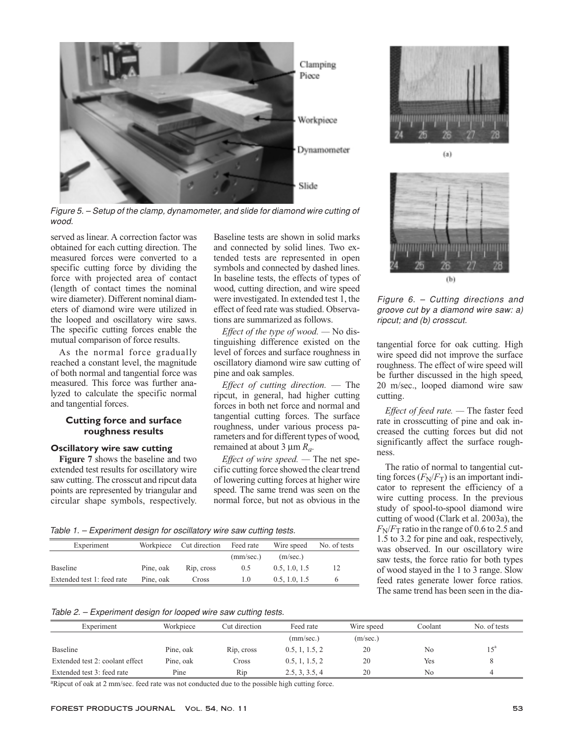Figure 5. – Setup of the clamp, dynamometer, and slide for diamond wire cutting of wood.

served as linear. A correction factor was obtained for each cutting direction. The measured forces were converted to a specific cutting force by dividing the force with projected area of contact (length of contact times the nominal wire diameter). Different nominal diameters of diamond wire were utilized in the looped and oscillatory wire saws. The specific cutting forces enable the mutual comparison of force results.

As the normal force gradually reached a constant level, the magnitude of both normal and tangential force was measured. This force was further analyzed to calculate the specific normal and tangential forces.

### Cutting force and surface roughness results

#### Oscillatory wire saw cutting

**Figure 7** shows the baseline and two extended test results for oscillatory wire saw cutting. The crosscut and ripcut data points are represented by triangular and circular shape symbols, respectively. Baseline tests are shown in solid marks and connected by solid lines. Two extended tests are represented in open symbols and connected by dashed lines. In baseline tests, the effects of types of wood, cutting direction, and wire speed were investigated. In extended test 1, the effect of feed rate was studied. Observations are summarized as follows.

*Effect of the type of wood.* — No distinguishing difference existed on the level of forces and surface roughness in oscillatory diamond wire saw cutting of pine and oak samples.

*Effect of cutting direction.* — The ripcut, in general, had higher cutting forces in both net force and normal and tangential cutting forces. The surface roughness, under various process parameters and for different types of wood, remained at about 3 μm $R_a$.

*Effect of wire speed.* — The net specific cutting force showed the clear trend of lowering cutting forces at higher wire speed. The same trend was seen on the normal force, but not as obvious in the tangential force for oak cutting. High wire speed did not improve the surface roughness. The effect of wire speed will be further discussed in the high speed, 20 m/sec., looped diamond wire saw cutting.

*Effect of feed rate.* — The faster feed rate in crosscutting of pine and oak increased the cutting forces but did not significantly affect the surface roughness.

The ratio of normal to tangential cutting forces ($F_N/F_T$) is an important indicator to represent the efficiency of a wire cutting process. In the previous study of spool-to-spool diamond wire cutting of wood (Clark et al. 2003a), the $F_N/F_T$ ratio in the range of 0.6 to 2.5 and 1.5 to 3.2 for pine and oak, respectively, was observed. In our oscillatory wire saw tests, the force ratio for both types of wood stayed in the 1 to 3 range. Slow feed rates generate lower force ratios. The same trend has been seen in the dia-

Figure 6. – Cutting directions and groove cut by a diamond wire saw: a) ripcut; and (b) crosscut.

Table 1. – Experiment design for oscillatory wire saw cutting tests.

| Experiment | Workpiece | Cut direction | Feed rate | Wire speed | No. of tests |
|---|---|---|---|---|---|
| | | | (mm/sec.) | (m/sec.) | |
| Baseline | Pine, oak | Rip, cross | 0.5 | 0.5, 1.0, 1.5 | 12 |
| Extended test 1: feed rate | Pine, oak | Cross | 1.0 | 0.5, 1.0, 1.5 | 6 |

Table 2. – Experiment design for looped wire saw cutting tests.

| Experiment | Workpiece | Cut direction | Feed rate | Wire speed | Coolant | No. of tests |
|---|---|---|---|---|---|---|
| | | | (mm/sec.) | (m/sec.) | | |
| Baseline | Pine, oak | Rip, cross | 0.5, 1, 1.5, 2 | 20 | No | 15[a] |
| Extended test 2: coolant effect | Pine, oak | Cross | 0.5, 1, 1.5, 2 | 20 | Yes | 8 |
| Extended test 3: feed rate | Pine | Rip | 2.5, 3, 3.5, 4 | 20 | No | 4 |

[a]Ripcut of oak at 2 mm/sec. feed rate was not conducted due to the possible high cutting force.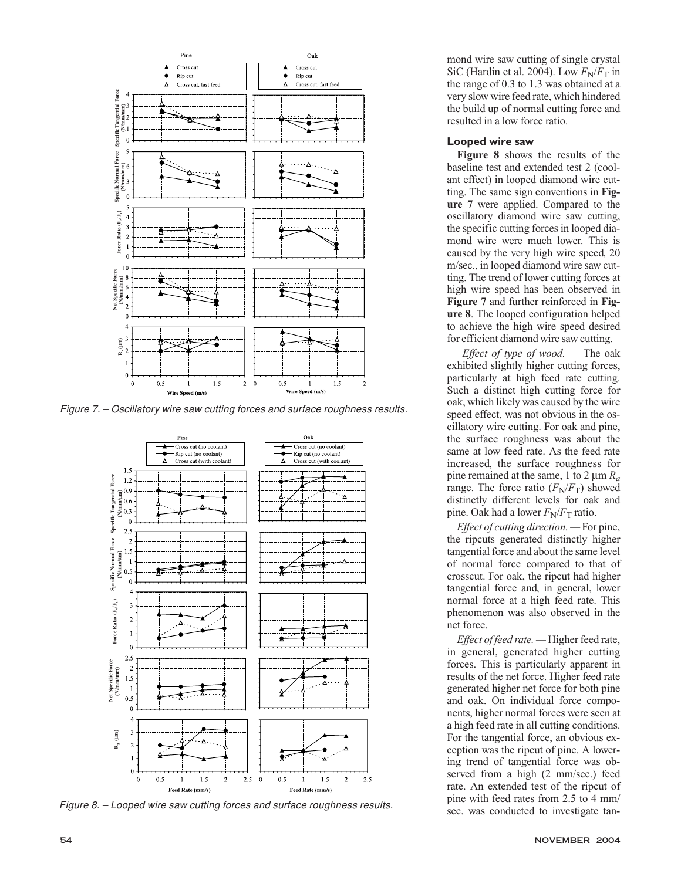Figure 7. – Oscillatory wire saw cutting forces and surface roughness results.

Figure 8. – Looped wire saw cutting forces and surface roughness results.

mond wire saw cutting of single crystal SiC (Hardin et al. 2004). Low $F_N/F_T$ in the range of 0.3 to 1.3 was obtained at a very slow wire feed rate, which hindered the build up of normal cutting force and resulted in a low force ratio.

### Looped wire saw

**Figure 8** shows the results of the baseline test and extended test 2 (coolant effect) in looped diamond wire cutting. The same sign conventions in **Figure 7** were applied. Compared to the oscillatory diamond wire saw cutting, the specific cutting forces in looped diamond wire were much lower. This is caused by the very high wire speed, 20 m/sec., in looped diamond wire saw cutting. The trend of lower cutting forces at high wire speed has been observed in **Figure 7** and further reinforced in **Figure 8**. The looped configuration helped to achieve the high wire speed desired for efficient diamond wire saw cutting.

*Effect of type of wood.* — The oak exhibited slightly higher cutting forces, particularly at high feed rate cutting. Such a distinct high cutting force for oak, which likely was caused by the wire speed effect, was not obvious in the oscillatory wire cutting. For oak and pine, the surface roughness was about the same at low feed rate. As the feed rate increased, the surface roughness for pine remained at the same, 1 to 2 μm $R_a$ range. The force ratio ($F_N/F_T$) showed distinctly different levels for oak and pine. Oak had a lower $F_N/F_T$ ratio.

*Effect of cutting direction.* — For pine, the ripcuts generated distinctly higher tangential force and about the same level of normal force compared to that of crosscut. For oak, the ripcut had higher tangential force and, in general, lower normal force at a high feed rate. This phenomenon was also observed in the net force.

*Effect of feed rate.* — Higher feed rate, in general, generated higher cutting forces. This is particularly apparent in results of the net force. Higher feed rate generated higher net force for both pine and oak. On individual force components, higher normal forces were seen at a high feed rate in all cutting conditions. For the tangential force, an obvious exception was the ripcut of pine. A lowering trend of tangential force was observed from a high (2 mm/sec.) feed rate. An extended test of the ripcut of pine with feed rates from 2.5 to 4 mm/sec. was conducted to investigate tan-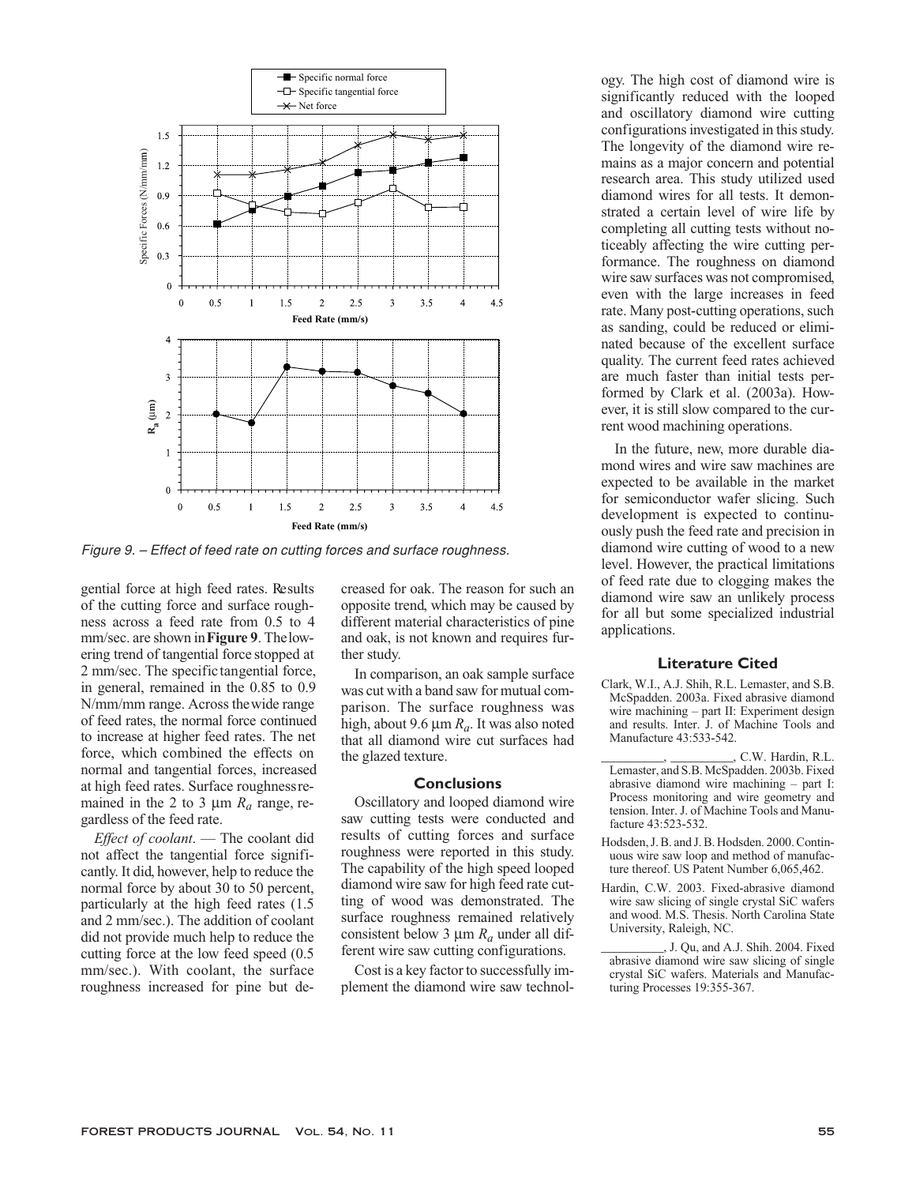Specific normal force
Specific tangential force
Net force

Specific Forces (N/mm/mm)
1.5
1.2
0.9
0.6
0.3
0
0 0.5 1 1.5 2 2.5 3 3.5 4 4.5
Feed Rate (mm/s)

$R_a$ (µm)
4
3
2
1
0
0 0.5 1 1.5 2 2.5 3 3.5 4 4.5
Feed Rate (mm/s)

*Figure 9. – Effect of feed rate on cutting forces and surface roughness.*

gential force at high feed rates. Results of the cutting force and surface roughness across a feed rate from 0.5 to 4 mm/sec. are shown in **Figure 9**. The lowering trend of tangential force stopped at 2 mm/sec. The specific tangential force, in general, remained in the 0.85 to 0.9 N/mm/mm range. Across the wide range of feed rates, the normal force continued to increase at higher feed rates. The net force, which combined the effects on normal and tangential forces, increased at high feed rates. Surface roughness remained in the 2 to 3 µm $R_a$ range, regardless of the feed rate.

*Effect of coolant*. — The coolant did not affect the tangential force significantly. It did, however, help to reduce the normal force by about 30 to 50 percent, particularly at the high feed rates (1.5 and 2 mm/sec.). The addition of coolant did not provide much help to reduce the cutting force at the low feed speed (0.5 mm/sec.). With coolant, the surface roughness increased for pine but decreased for oak. The reason for such an opposite trend, which may be caused by different material characteristics of pine and oak, is not known and requires further study.

In comparison, an oak sample surface was cut with a band saw for mutual comparison. The surface roughness was high, about 9.6 µm $R_a$. It was also noted that all diamond wire cut surfaces had the glazed texture.

## Conclusions

Oscillatory and looped diamond wire saw cutting tests were conducted and results of cutting forces and surface roughness were reported in this study. The capability of the high speed looped diamond wire saw for high feed rate cutting of wood was demonstrated. The surface roughness remained relatively consistent below 3 µm $R_a$ under all different wire saw cutting configurations.

Cost is a key factor to successfully implement the diamond wire saw technology. The high cost of diamond wire is significantly reduced with the looped and oscillatory diamond wire cutting configurations investigated in this study. The longevity of the diamond wire remains as a major concern and potential research area. This study utilized used diamond wires for all tests. It demonstrated a certain level of wire life by completing all cutting tests without noticeably affecting the wire cutting performance. The roughness on diamond wire saw surfaces was not compromised, even with the large increases in feed rate. Many post-cutting operations, such as sanding, could be reduced or eliminated because of the excellent surface quality. The current feed rates achieved are much faster than initial tests performed by Clark et al. (2003a). However, it is still slow compared to the current wood machining operations.

In the future, new, more durable diamond wires and wire saw machines are expected to be available in the market for semiconductor wafer slicing. Such development is expected to continuously push the feed rate and precision in diamond wire cutting of wood to a new level. However, the practical limitations of feed rate due to clogging makes the diamond wire saw an unlikely process for all but some specialized industrial applications.

## Literature Cited

Clark, W.I., A.J. Shih, R.L. Lemaster, and S.B. McSpadden. 2003a. Fixed abrasive diamond wire machining – part II: Experiment design and results. Inter. J. of Machine Tools and Manufacture 43:533-542.

__________, __________, C.W. Hardin, R.L. Lemaster, and S.B. McSpadden. 2003b. Fixed abrasive diamond wire machining – part I: Process monitoring and wire geometry and tension. Inter. J. of Machine Tools and Manufacture 43:523-532.

Hodsden, J. B. and J. B. Hodsden. 2000. Continuous wire saw loop and method of manufacture thereof. US Patent Number 6,065,462.

Hardin, C.W. 2003. Fixed-abrasive diamond wire saw slicing of single crystal SiC wafers and wood. M.S. Thesis. North Carolina State University, Raleigh, NC.

__________, J. Qu, and A.J. Shih. 2004. Fixed abrasive diamond wire saw slicing of single crystal SiC wafers. Materials and Manufacturing Processes 19:355-367.